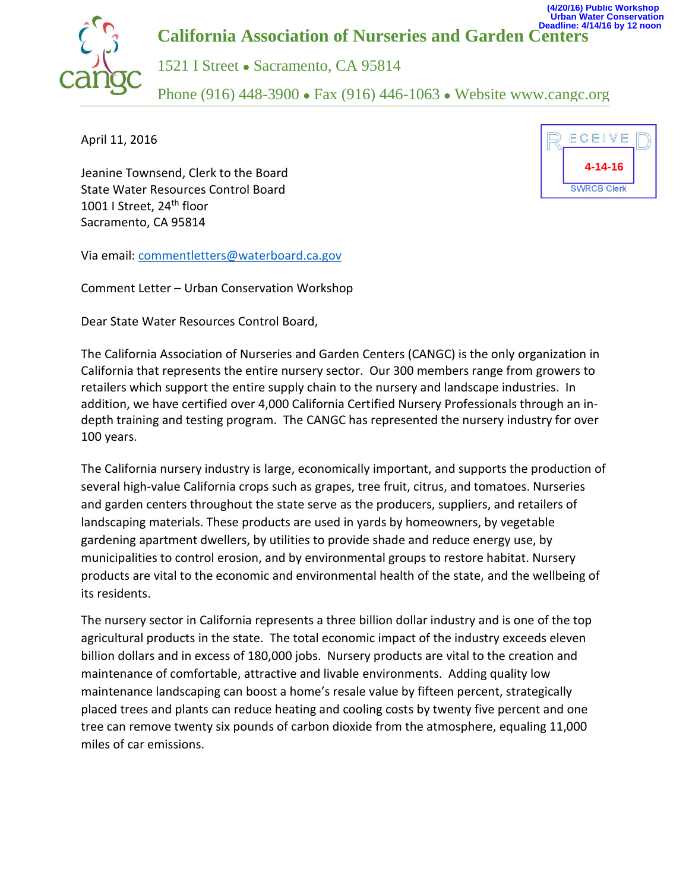(4/20/16) Public Workshop
Urban Water Conservation
Deadline: 4/14/16 by 12 noon

# California Association of Nurseries and Garden Centers

1521 I Street • Sacramento, CA 95814

Phone (916) 448-3900 • Fax (916) 446-1063 • Website www.cangc.org

RECEIVED
4-14-16
SWRCB Clerk

April 11, 2016

Jeanine Townsend, Clerk to the Board
State Water Resources Control Board
1001 I Street, 24th floor
Sacramento, CA 95814

Via email: commentletters@waterboard.ca.gov

Comment Letter – Urban Conservation Workshop

Dear State Water Resources Control Board,

The California Association of Nurseries and Garden Centers (CANGC) is the only organization in California that represents the entire nursery sector. Our 300 members range from growers to retailers which support the entire supply chain to the nursery and landscape industries. In addition, we have certified over 4,000 California Certified Nursery Professionals through an in-depth training and testing program. The CANGC has represented the nursery industry for over 100 years.

The California nursery industry is large, economically important, and supports the production of several high-value California crops such as grapes, tree fruit, citrus, and tomatoes. Nurseries and garden centers throughout the state serve as the producers, suppliers, and retailers of landscaping materials. These products are used in yards by homeowners, by vegetable gardening apartment dwellers, by utilities to provide shade and reduce energy use, by municipalities to control erosion, and by environmental groups to restore habitat. Nursery products are vital to the economic and environmental health of the state, and the wellbeing of its residents.

The nursery sector in California represents a three billion dollar industry and is one of the top agricultural products in the state. The total economic impact of the industry exceeds eleven billion dollars and in excess of 180,000 jobs. Nursery products are vital to the creation and maintenance of comfortable, attractive and livable environments. Adding quality low maintenance landscaping can boost a home's resale value by fifteen percent, strategically placed trees and plants can reduce heating and cooling costs by twenty five percent and one tree can remove twenty six pounds of carbon dioxide from the atmosphere, equaling 11,000 miles of car emissions.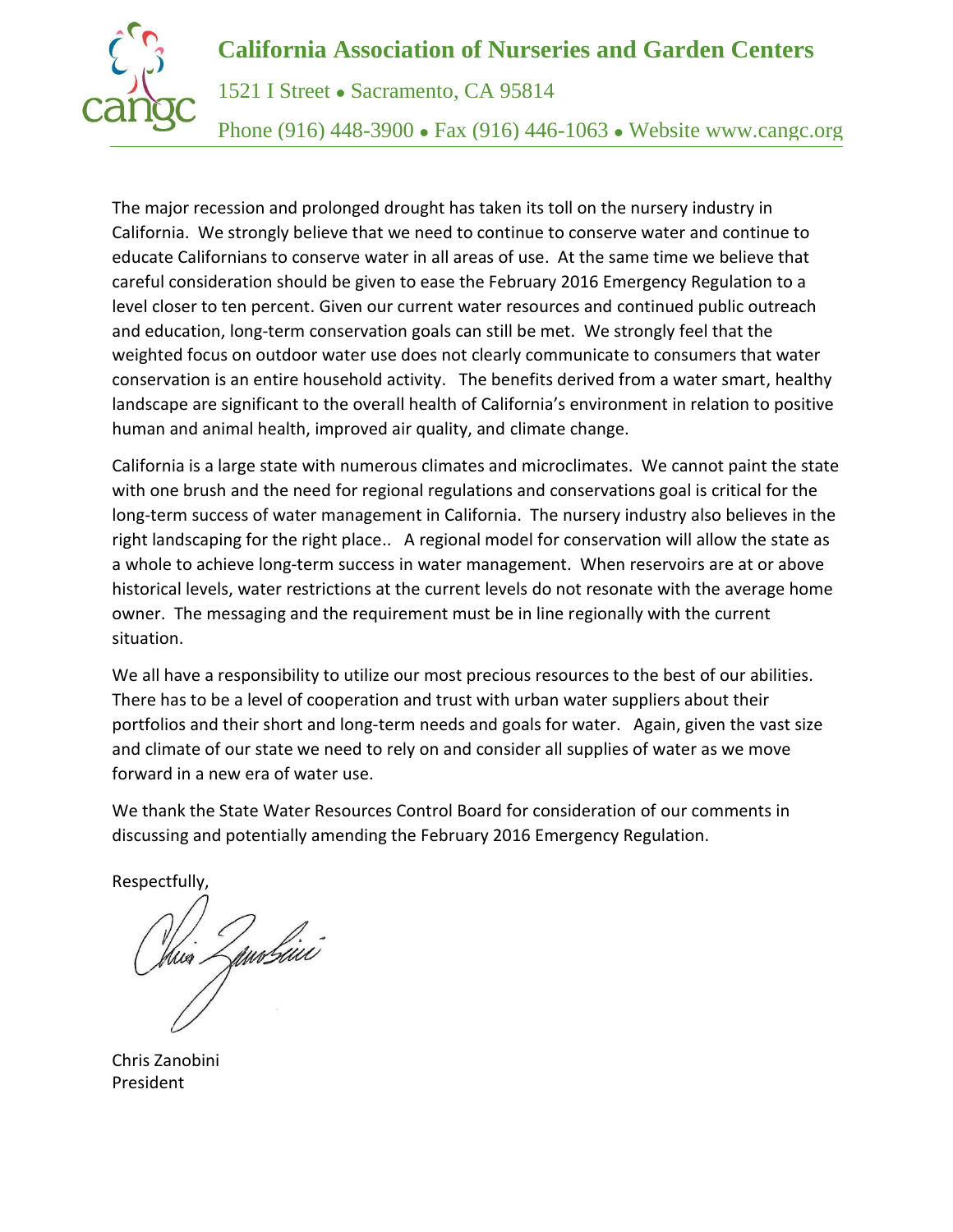# California Association of Nurseries and Garden Centers

1521 I Street • Sacramento, CA 95814

Phone (916) 448-3900 • Fax (916) 446-1063 • Website www.cangc.org

---

The major recession and prolonged drought has taken its toll on the nursery industry in California. We strongly believe that we need to continue to conserve water and continue to educate Californians to conserve water in all areas of use. At the same time we believe that careful consideration should be given to ease the February 2016 Emergency Regulation to a level closer to ten percent. Given our current water resources and continued public outreach and education, long-term conservation goals can still be met. We strongly feel that the weighted focus on outdoor water use does not clearly communicate to consumers that water conservation is an entire household activity. The benefits derived from a water smart, healthy landscape are significant to the overall health of California's environment in relation to positive human and animal health, improved air quality, and climate change.

California is a large state with numerous climates and microclimates. We cannot paint the state with one brush and the need for regional regulations and conservations goal is critical for the long-term success of water management in California. The nursery industry also believes in the right landscaping for the right place.. A regional model for conservation will allow the state as a whole to achieve long-term success in water management. When reservoirs are at or above historical levels, water restrictions at the current levels do not resonate with the average home owner. The messaging and the requirement must be in line regionally with the current situation.

We all have a responsibility to utilize our most precious resources to the best of our abilities. There has to be a level of cooperation and trust with urban water suppliers about their portfolios and their short and long-term needs and goals for water. Again, given the vast size and climate of our state we need to rely on and consider all supplies of water as we move forward in a new era of water use.

We thank the State Water Resources Control Board for consideration of our comments in discussing and potentially amending the February 2016 Emergency Regulation.

Respectfully,

Chris Zanobini
President